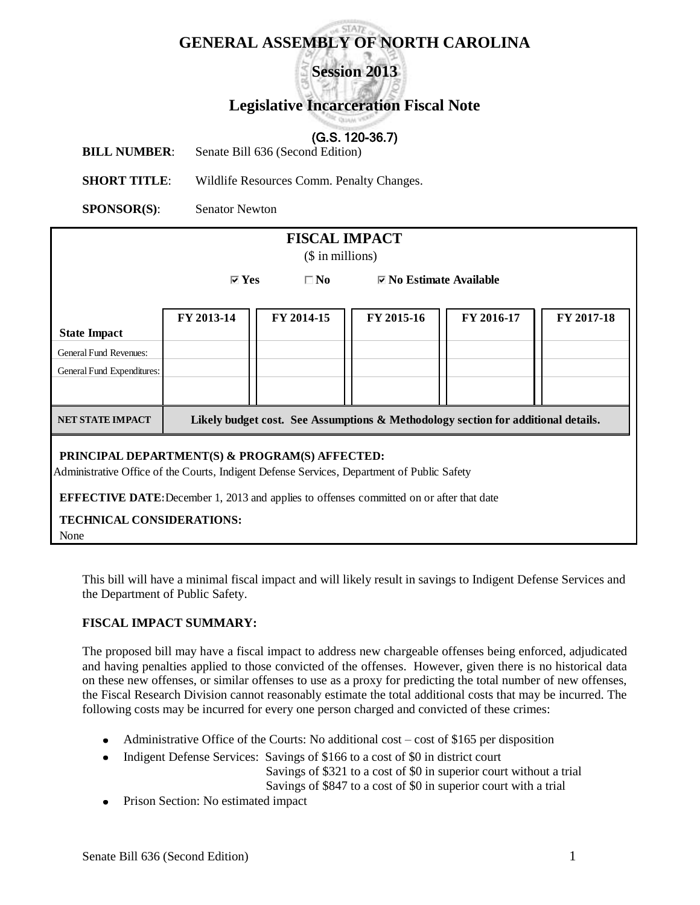# GENERAL ASSEMBLY OF NORTH CAROLINA

## Session 2013

## Legislative Incarceration Fiscal Note

(G.S. 120-36.7)

**BILL NUMBER**: Senate Bill 636 (Second Edition)

**SHORT TITLE**: Wildlife Resources Comm. Penalty Changes.

**SPONSOR(S)**: Senator Newton

**FISCAL IMPACT**

($ in millions)

☑ **Yes** ☐ **No** ☑ **No Estimate Available**

| State Impact | FY 2013-14 | FY 2014-15 | FY 2015-16 | FY 2016-17 | FY 2017-18 |
|---|---|---|---|---|---|
| General Fund Revenues: | | | | | |
| General Fund Expenditures: | | | | | |
| | | | | | |
| **NET STATE IMPACT** | **Likely budget cost. See Assumptions & Methodology section for additional details.** | | | | |

**PRINCIPAL DEPARTMENT(S) & PROGRAM(S) AFFECTED:**
Administrative Office of the Courts, Indigent Defense Services, Department of Public Safety

**EFFECTIVE DATE**: December 1, 2013 and applies to offenses committed on or after that date

**TECHNICAL CONSIDERATIONS:**
None

This bill will have a minimal fiscal impact and will likely result in savings to Indigent Defense Services and the Department of Public Safety.

**FISCAL IMPACT SUMMARY:**

The proposed bill may have a fiscal impact to address new chargeable offenses being enforced, adjudicated and having penalties applied to those convicted of the offenses. However, given there is no historical data on these new offenses, or similar offenses to use as a proxy for predicting the total number of new offenses, the Fiscal Research Division cannot reasonably estimate the total additional costs that may be incurred. The following costs may be incurred for every one person charged and convicted of these crimes:

- Administrative Office of the Courts: No additional cost – cost of $165 per disposition
- Indigent Defense Services: Savings of $166 to a cost of $0 in district court
  Savings of $321 to a cost of $0 in superior court without a trial
  Savings of $847 to a cost of $0 in superior court with a trial
- Prison Section: No estimated impact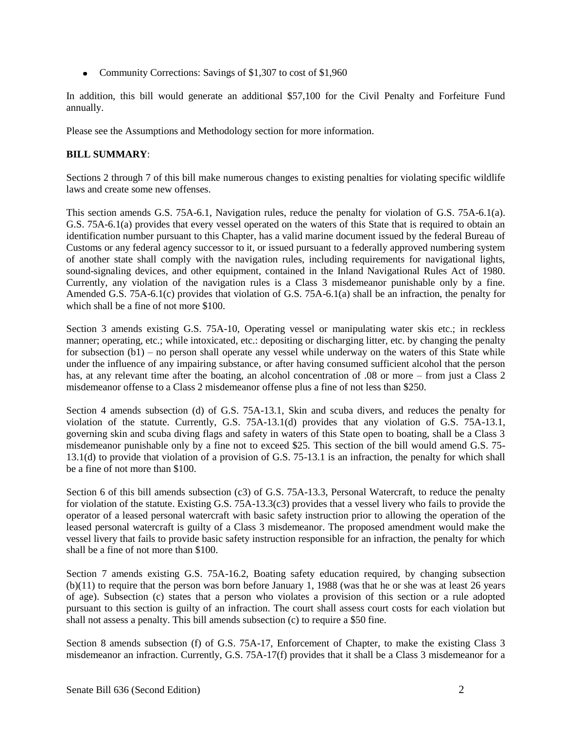- Community Corrections: Savings of $1,307 to cost of $1,960

In addition, this bill would generate an additional $57,100 for the Civil Penalty and Forfeiture Fund annually.

Please see the Assumptions and Methodology section for more information.

**BILL SUMMARY**:

Sections 2 through 7 of this bill make numerous changes to existing penalties for violating specific wildlife laws and create some new offenses.

This section amends G.S. 75A-6.1, Navigation rules, reduce the penalty for violation of G.S. 75A-6.1(a). G.S. 75A-6.1(a) provides that every vessel operated on the waters of this State that is required to obtain an identification number pursuant to this Chapter, has a valid marine document issued by the federal Bureau of Customs or any federal agency successor to it, or issued pursuant to a federally approved numbering system of another state shall comply with the navigation rules, including requirements for navigational lights, sound-signaling devices, and other equipment, contained in the Inland Navigational Rules Act of 1980. Currently, any violation of the navigation rules is a Class 3 misdemeanor punishable only by a fine. Amended G.S. 75A-6.1(c) provides that violation of G.S. 75A-6.1(a) shall be an infraction, the penalty for which shall be a fine of not more $100.

Section 3 amends existing G.S. 75A-10, Operating vessel or manipulating water skis etc.; in reckless manner; operating, etc.; while intoxicated, etc.: depositing or discharging litter, etc. by changing the penalty for subsection (b1) – no person shall operate any vessel while underway on the waters of this State while under the influence of any impairing substance, or after having consumed sufficient alcohol that the person has, at any relevant time after the boating, an alcohol concentration of .08 or more – from just a Class 2 misdemeanor offense to a Class 2 misdemeanor offense plus a fine of not less than $250.

Section 4 amends subsection (d) of G.S. 75A-13.1, Skin and scuba divers, and reduces the penalty for violation of the statute. Currently, G.S. 75A-13.1(d) provides that any violation of G.S. 75A-13.1, governing skin and scuba diving flags and safety in waters of this State open to boating, shall be a Class 3 misdemeanor punishable only by a fine not to exceed $25. This section of the bill would amend G.S. 75-13.1(d) to provide that violation of a provision of G.S. 75-13.1 is an infraction, the penalty for which shall be a fine of not more than $100.

Section 6 of this bill amends subsection (c3) of G.S. 75A-13.3, Personal Watercraft, to reduce the penalty for violation of the statute. Existing G.S. 75A-13.3(c3) provides that a vessel livery who fails to provide the operator of a leased personal watercraft with basic safety instruction prior to allowing the operation of the leased personal watercraft is guilty of a Class 3 misdemeanor. The proposed amendment would make the vessel livery that fails to provide basic safety instruction responsible for an infraction, the penalty for which shall be a fine of not more than $100.

Section 7 amends existing G.S. 75A-16.2, Boating safety education required, by changing subsection (b)(11) to require that the person was born before January 1, 1988 (was that he or she was at least 26 years of age). Subsection (c) states that a person who violates a provision of this section or a rule adopted pursuant to this section is guilty of an infraction. The court shall assess court costs for each violation but shall not assess a penalty. This bill amends subsection (c) to require a $50 fine.

Section 8 amends subsection (f) of G.S. 75A-17, Enforcement of Chapter, to make the existing Class 3 misdemeanor an infraction. Currently, G.S. 75A-17(f) provides that it shall be a Class 3 misdemeanor for a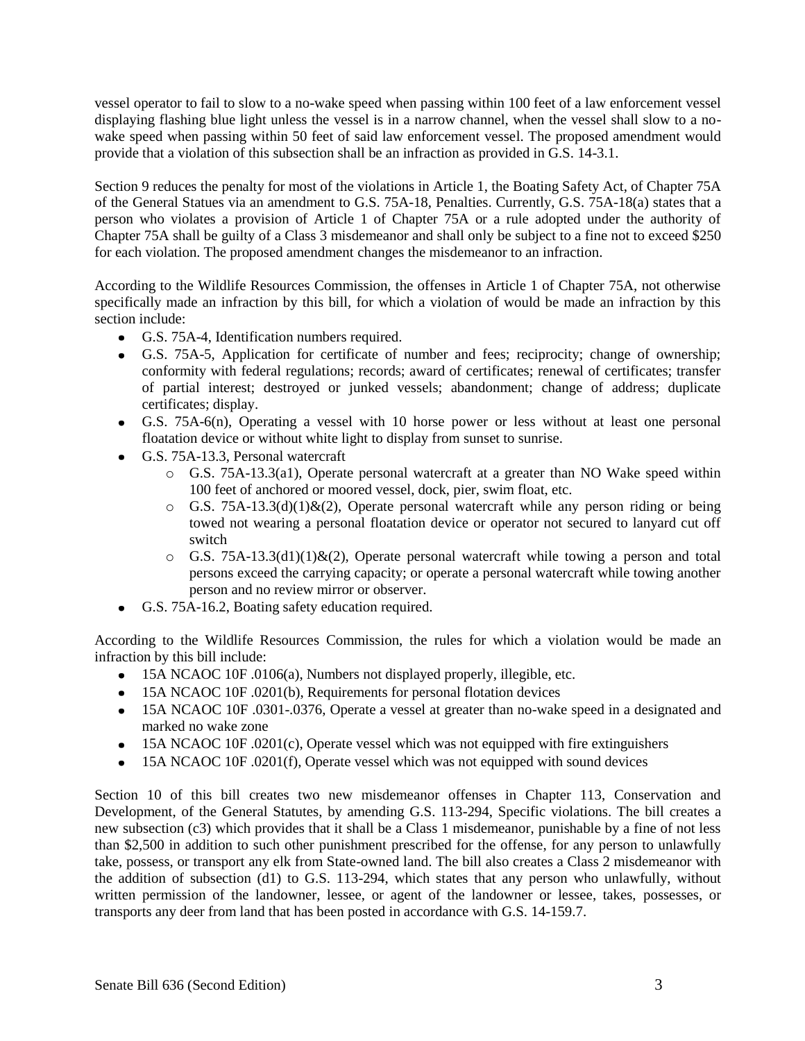vessel operator to fail to slow to a no-wake speed when passing within 100 feet of a law enforcement vessel displaying flashing blue light unless the vessel is in a narrow channel, when the vessel shall slow to a no-wake speed when passing within 50 feet of said law enforcement vessel. The proposed amendment would provide that a violation of this subsection shall be an infraction as provided in G.S. 14-3.1.

Section 9 reduces the penalty for most of the violations in Article 1, the Boating Safety Act, of Chapter 75A of the General Statues via an amendment to G.S. 75A-18, Penalties. Currently, G.S. 75A-18(a) states that a person who violates a provision of Article 1 of Chapter 75A or a rule adopted under the authority of Chapter 75A shall be guilty of a Class 3 misdemeanor and shall only be subject to a fine not to exceed $250 for each violation. The proposed amendment changes the misdemeanor to an infraction.

According to the Wildlife Resources Commission, the offenses in Article 1 of Chapter 75A, not otherwise specifically made an infraction by this bill, for which a violation of would be made an infraction by this section include:

- G.S. 75A-4, Identification numbers required.
- G.S. 75A-5, Application for certificate of number and fees; reciprocity; change of ownership; conformity with federal regulations; records; award of certificates; renewal of certificates; transfer of partial interest; destroyed or junked vessels; abandonment; change of address; duplicate certificates; display.
- G.S. 75A-6(n), Operating a vessel with 10 horse power or less without at least one personal floatation device or without white light to display from sunset to sunrise.
- G.S. 75A-13.3, Personal watercraft
  - G.S. 75A-13.3(a1), Operate personal watercraft at a greater than NO Wake speed within 100 feet of anchored or moored vessel, dock, pier, swim float, etc.
  - G.S. 75A-13.3(d)(1)&(2), Operate personal watercraft while any person riding or being towed not wearing a personal floatation device or operator not secured to lanyard cut off switch
  - G.S. 75A-13.3(d1)(1)&(2), Operate personal watercraft while towing a person and total persons exceed the carrying capacity; or operate a personal watercraft while towing another person and no review mirror or observer.
- G.S. 75A-16.2, Boating safety education required.

According to the Wildlife Resources Commission, the rules for which a violation would be made an infraction by this bill include:

- 15A NCAOC 10F .0106(a), Numbers not displayed properly, illegible, etc.
- 15A NCAOC 10F .0201(b), Requirements for personal flotation devices
- 15A NCAOC 10F .0301-.0376, Operate a vessel at greater than no-wake speed in a designated and marked no wake zone
- 15A NCAOC 10F .0201(c), Operate vessel which was not equipped with fire extinguishers
- 15A NCAOC 10F .0201(f), Operate vessel which was not equipped with sound devices

Section 10 of this bill creates two new misdemeanor offenses in Chapter 113, Conservation and Development, of the General Statutes, by amending G.S. 113-294, Specific violations. The bill creates a new subsection (c3) which provides that it shall be a Class 1 misdemeanor, punishable by a fine of not less than $2,500 in addition to such other punishment prescribed for the offense, for any person to unlawfully take, possess, or transport any elk from State-owned land. The bill also creates a Class 2 misdemeanor with the addition of subsection (d1) to G.S. 113-294, which states that any person who unlawfully, without written permission of the landowner, lessee, or agent of the landowner or lessee, takes, possesses, or transports any deer from land that has been posted in accordance with G.S. 14-159.7.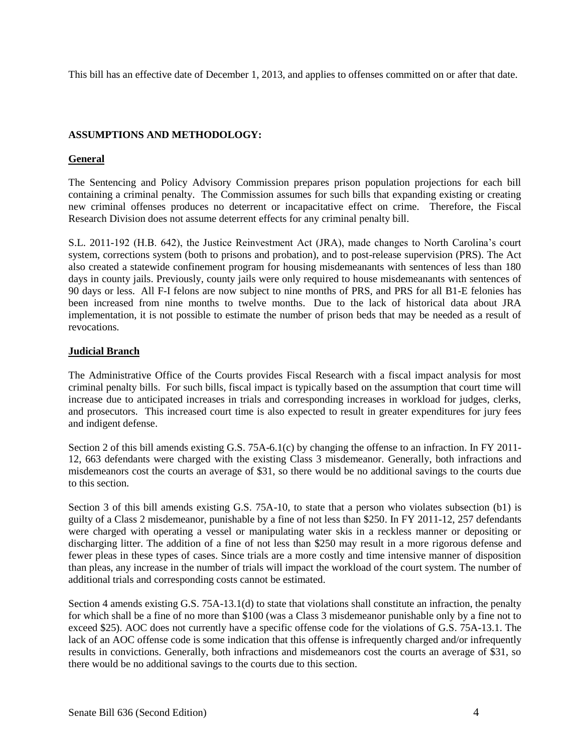This bill has an effective date of December 1, 2013, and applies to offenses committed on or after that date.

**ASSUMPTIONS AND METHODOLOGY:**

**General**

The Sentencing and Policy Advisory Commission prepares prison population projections for each bill containing a criminal penalty. The Commission assumes for such bills that expanding existing or creating new criminal offenses produces no deterrent or incapacitative effect on crime. Therefore, the Fiscal Research Division does not assume deterrent effects for any criminal penalty bill.

S.L. 2011-192 (H.B. 642), the Justice Reinvestment Act (JRA), made changes to North Carolina's court system, corrections system (both to prisons and probation), and to post-release supervision (PRS). The Act also created a statewide confinement program for housing misdemeanants with sentences of less than 180 days in county jails. Previously, county jails were only required to house misdemeanants with sentences of 90 days or less. All F-I felons are now subject to nine months of PRS, and PRS for all B1-E felonies has been increased from nine months to twelve months. Due to the lack of historical data about JRA implementation, it is not possible to estimate the number of prison beds that may be needed as a result of revocations.

**Judicial Branch**

The Administrative Office of the Courts provides Fiscal Research with a fiscal impact analysis for most criminal penalty bills. For such bills, fiscal impact is typically based on the assumption that court time will increase due to anticipated increases in trials and corresponding increases in workload for judges, clerks, and prosecutors. This increased court time is also expected to result in greater expenditures for jury fees and indigent defense.

Section 2 of this bill amends existing G.S. 75A-6.1(c) by changing the offense to an infraction. In FY 2011-12, 663 defendants were charged with the existing Class 3 misdemeanor. Generally, both infractions and misdemeanors cost the courts an average of $31, so there would be no additional savings to the courts due to this section.

Section 3 of this bill amends existing G.S. 75A-10, to state that a person who violates subsection (b1) is guilty of a Class 2 misdemeanor, punishable by a fine of not less than $250. In FY 2011-12, 257 defendants were charged with operating a vessel or manipulating water skis in a reckless manner or depositing or discharging litter. The addition of a fine of not less than $250 may result in a more rigorous defense and fewer pleas in these types of cases. Since trials are a more costly and time intensive manner of disposition than pleas, any increase in the number of trials will impact the workload of the court system. The number of additional trials and corresponding costs cannot be estimated.

Section 4 amends existing G.S. 75A-13.1(d) to state that violations shall constitute an infraction, the penalty for which shall be a fine of no more than $100 (was a Class 3 misdemeanor punishable only by a fine not to exceed $25). AOC does not currently have a specific offense code for the violations of G.S. 75A-13.1. The lack of an AOC offense code is some indication that this offense is infrequently charged and/or infrequently results in convictions. Generally, both infractions and misdemeanors cost the courts an average of $31, so there would be no additional savings to the courts due to this section.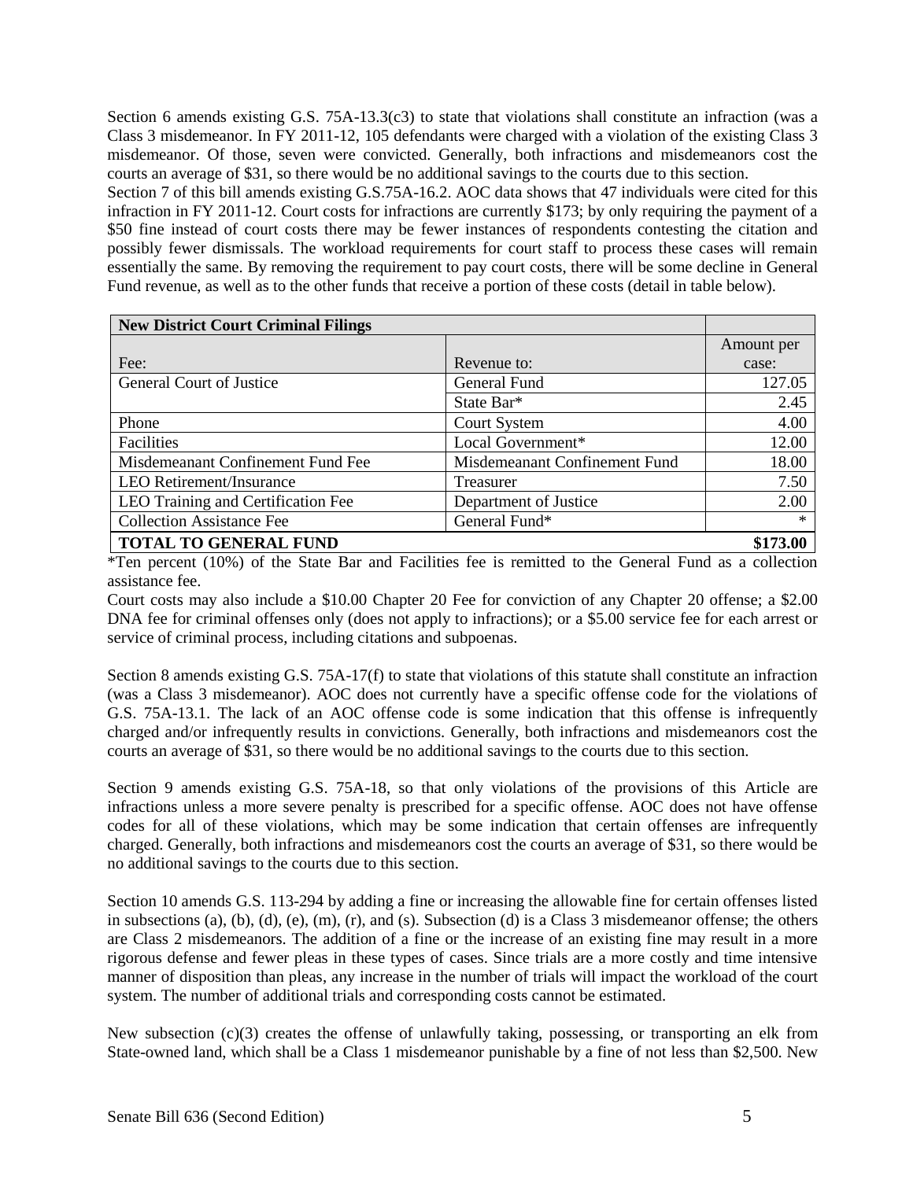Section 6 amends existing G.S. 75A-13.3(c3) to state that violations shall constitute an infraction (was a Class 3 misdemeanor. In FY 2011-12, 105 defendants were charged with a violation of the existing Class 3 misdemeanor. Of those, seven were convicted. Generally, both infractions and misdemeanors cost the courts an average of $31, so there would be no additional savings to the courts due to this section.

Section 7 of this bill amends existing G.S.75A-16.2. AOC data shows that 47 individuals were cited for this infraction in FY 2011-12. Court costs for infractions are currently $173; by only requiring the payment of a $50 fine instead of court costs there may be fewer instances of respondents contesting the citation and possibly fewer dismissals. The workload requirements for court staff to process these cases will remain essentially the same. By removing the requirement to pay court costs, there will be some decline in General Fund revenue, as well as to the other funds that receive a portion of these costs (detail in table below).

| **New District Court Criminal Filings** | | |
|---|---|---|
| Fee: | Revenue to: | Amount per case: |
| General Court of Justice | General Fund | 127.05 |
| | State Bar* | 2.45 |
| Phone | Court System | 4.00 |
| Facilities | Local Government* | 12.00 |
| Misdemeanant Confinement Fund Fee | Misdemeanant Confinement Fund | 18.00 |
| LEO Retirement/Insurance | Treasurer | 7.50 |
| LEO Training and Certification Fee | Department of Justice | 2.00 |
| Collection Assistance Fee | General Fund* | * |
| **TOTAL TO GENERAL FUND** | | **$173.00** |

*Ten percent (10%) of the State Bar and Facilities fee is remitted to the General Fund as a collection assistance fee.

Court costs may also include a $10.00 Chapter 20 Fee for conviction of any Chapter 20 offense; a $2.00 DNA fee for criminal offenses only (does not apply to infractions); or a $5.00 service fee for each arrest or service of criminal process, including citations and subpoenas.

Section 8 amends existing G.S. 75A-17(f) to state that violations of this statute shall constitute an infraction (was a Class 3 misdemeanor). AOC does not currently have a specific offense code for the violations of G.S. 75A-13.1. The lack of an AOC offense code is some indication that this offense is infrequently charged and/or infrequently results in convictions. Generally, both infractions and misdemeanors cost the courts an average of $31, so there would be no additional savings to the courts due to this section.

Section 9 amends existing G.S. 75A-18, so that only violations of the provisions of this Article are infractions unless a more severe penalty is prescribed for a specific offense. AOC does not have offense codes for all of these violations, which may be some indication that certain offenses are infrequently charged. Generally, both infractions and misdemeanors cost the courts an average of $31, so there would be no additional savings to the courts due to this section.

Section 10 amends G.S. 113-294 by adding a fine or increasing the allowable fine for certain offenses listed in subsections (a), (b), (d), (e), (m), (r), and (s). Subsection (d) is a Class 3 misdemeanor offense; the others are Class 2 misdemeanors. The addition of a fine or the increase of an existing fine may result in a more rigorous defense and fewer pleas in these types of cases. Since trials are a more costly and time intensive manner of disposition than pleas, any increase in the number of trials will impact the workload of the court system. The number of additional trials and corresponding costs cannot be estimated.

New subsection (c)(3) creates the offense of unlawfully taking, possessing, or transporting an elk from State-owned land, which shall be a Class 1 misdemeanor punishable by a fine of not less than $2,500. New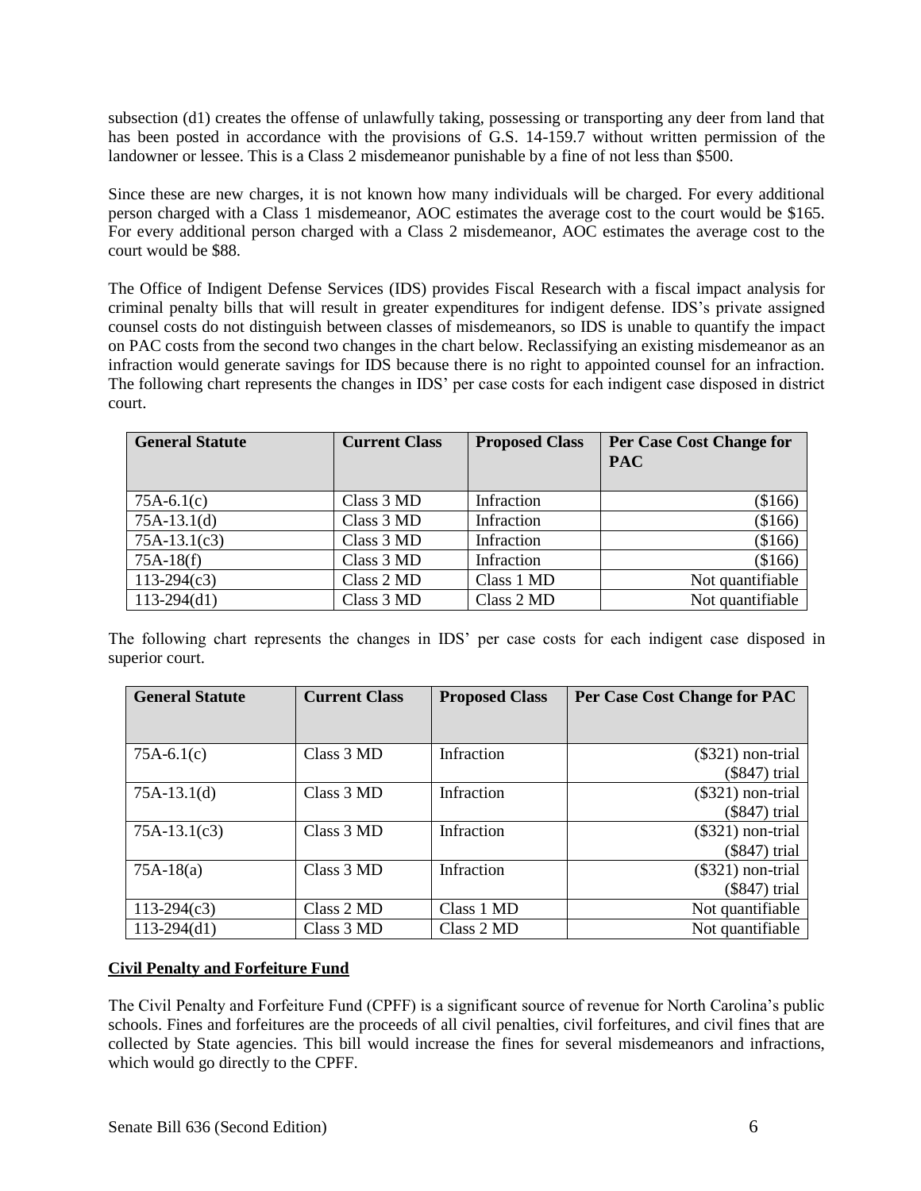subsection (d1) creates the offense of unlawfully taking, possessing or transporting any deer from land that has been posted in accordance with the provisions of G.S. 14-159.7 without written permission of the landowner or lessee. This is a Class 2 misdemeanor punishable by a fine of not less than $500.

Since these are new charges, it is not known how many individuals will be charged. For every additional person charged with a Class 1 misdemeanor, AOC estimates the average cost to the court would be $165. For every additional person charged with a Class 2 misdemeanor, AOC estimates the average cost to the court would be $88.

The Office of Indigent Defense Services (IDS) provides Fiscal Research with a fiscal impact analysis for criminal penalty bills that will result in greater expenditures for indigent defense. IDS's private assigned counsel costs do not distinguish between classes of misdemeanors, so IDS is unable to quantify the impact on PAC costs from the second two changes in the chart below. Reclassifying an existing misdemeanor as an infraction would generate savings for IDS because there is no right to appointed counsel for an infraction. The following chart represents the changes in IDS' per case costs for each indigent case disposed in district court.

| General Statute | Current Class | Proposed Class | Per Case Cost Change for PAC |
|---|---|---|---|
| 75A-6.1(c) | Class 3 MD | Infraction | ($166) |
| 75A-13.1(d) | Class 3 MD | Infraction | ($166) |
| 75A-13.1(c3) | Class 3 MD | Infraction | ($166) |
| 75A-18(f) | Class 3 MD | Infraction | ($166) |
| 113-294(c3) | Class 2 MD | Class 1 MD | Not quantifiable |
| 113-294(d1) | Class 3 MD | Class 2 MD | Not quantifiable |

The following chart represents the changes in IDS' per case costs for each indigent case disposed in superior court.

| General Statute | Current Class | Proposed Class | Per Case Cost Change for PAC |
|---|---|---|---|
| 75A-6.1(c) | Class 3 MD | Infraction | ($321) non-trial<br>($847) trial |
| 75A-13.1(d) | Class 3 MD | Infraction | ($321) non-trial<br>($847) trial |
| 75A-13.1(c3) | Class 3 MD | Infraction | ($321) non-trial<br>($847) trial |
| 75A-18(a) | Class 3 MD | Infraction | ($321) non-trial<br>($847) trial |
| 113-294(c3) | Class 2 MD | Class 1 MD | Not quantifiable |
| 113-294(d1) | Class 3 MD | Class 2 MD | Not quantifiable |

**Civil Penalty and Forfeiture Fund**

The Civil Penalty and Forfeiture Fund (CPFF) is a significant source of revenue for North Carolina's public schools. Fines and forfeitures are the proceeds of all civil penalties, civil forfeitures, and civil fines that are collected by State agencies. This bill would increase the fines for several misdemeanors and infractions, which would go directly to the CPFF.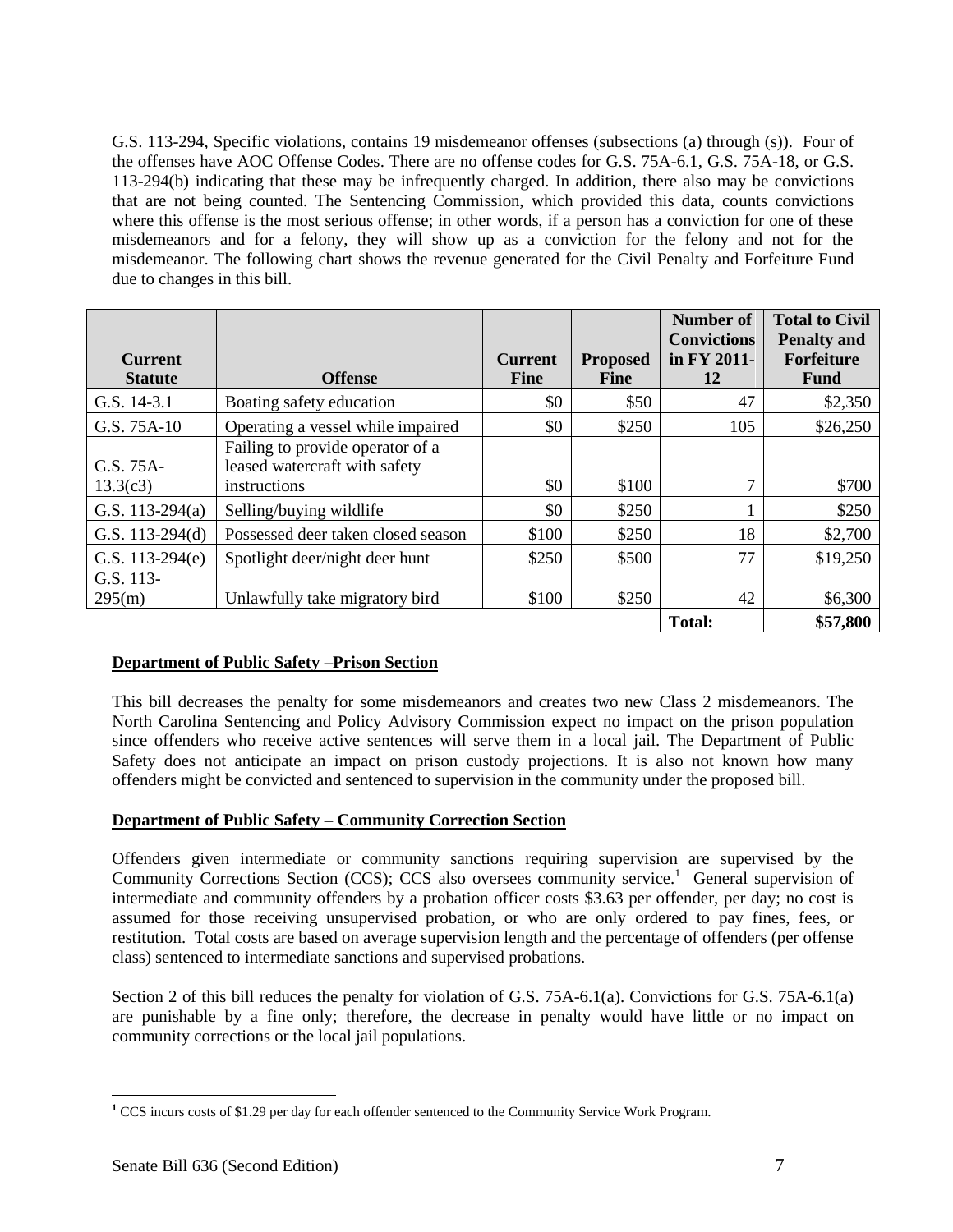G.S. 113-294, Specific violations, contains 19 misdemeanor offenses (subsections (a) through (s)). Four of the offenses have AOC Offense Codes. There are no offense codes for G.S. 75A-6.1, G.S. 75A-18, or G.S. 113-294(b) indicating that these may be infrequently charged. In addition, there also may be convictions that are not being counted. The Sentencing Commission, which provided this data, counts convictions where this offense is the most serious offense; in other words, if a person has a conviction for one of these misdemeanors and for a felony, they will show up as a conviction for the felony and not for the misdemeanor. The following chart shows the revenue generated for the Civil Penalty and Forfeiture Fund due to changes in this bill.

| Current Statute | Offense | Current Fine | Proposed Fine | Number of Convictions in FY 2011-12 | Total to Civil Penalty and Forfeiture Fund |
|---|---|---|---|---|---|
| G.S. 14-3.1 | Boating safety education | $0 | $50 | 47 | $2,350 |
| G.S. 75A-10 | Operating a vessel while impaired | $0 | $250 | 105 | $26,250 |
| G.S. 75A-13.3(c3) | Failing to provide operator of a leased watercraft with safety instructions | $0 | $100 | 7 | $700 |
| G.S. 113-294(a) | Selling/buying wildlife | $0 | $250 | 1 | $250 |
| G.S. 113-294(d) | Possessed deer taken closed season | $100 | $250 | 18 | $2,700 |
| G.S. 113-294(e) | Spotlight deer/night deer hunt | $250 | $500 | 77 | $19,250 |
| G.S. 113-295(m) | Unlawfully take migratory bird | $100 | $250 | 42 | $6,300 |
| | | | | **Total:** | **$57,800** |

**Department of Public Safety –Prison Section**

This bill decreases the penalty for some misdemeanors and creates two new Class 2 misdemeanors. The North Carolina Sentencing and Policy Advisory Commission expect no impact on the prison population since offenders who receive active sentences will serve them in a local jail. The Department of Public Safety does not anticipate an impact on prison custody projections. It is also not known how many offenders might be convicted and sentenced to supervision in the community under the proposed bill.

**Department of Public Safety – Community Correction Section**

Offenders given intermediate or community sanctions requiring supervision are supervised by the Community Corrections Section (CCS); CCS also oversees community service.[1] General supervision of intermediate and community offenders by a probation officer costs $3.63 per offender, per day; no cost is assumed for those receiving unsupervised probation, or who are only ordered to pay fines, fees, or restitution. Total costs are based on average supervision length and the percentage of offenders (per offense class) sentenced to intermediate sanctions and supervised probations.

Section 2 of this bill reduces the penalty for violation of G.S. 75A-6.1(a). Convictions for G.S. 75A-6.1(a) are punishable by a fine only; therefore, the decrease in penalty would have little or no impact on community corrections or the local jail populations.

[1] CCS incurs costs of $1.29 per day for each offender sentenced to the Community Service Work Program.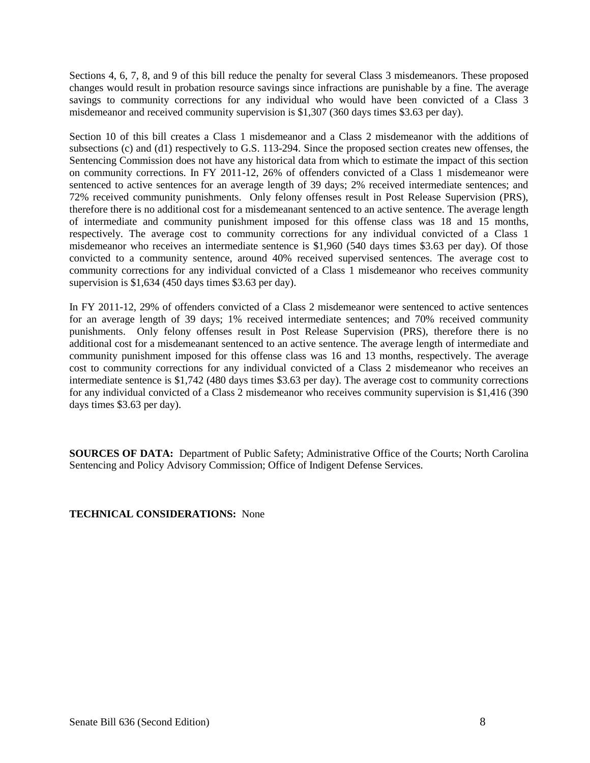Sections 4, 6, 7, 8, and 9 of this bill reduce the penalty for several Class 3 misdemeanors. These proposed changes would result in probation resource savings since infractions are punishable by a fine. The average savings to community corrections for any individual who would have been convicted of a Class 3 misdemeanor and received community supervision is $1,307 (360 days times $3.63 per day).

Section 10 of this bill creates a Class 1 misdemeanor and a Class 2 misdemeanor with the additions of subsections (c) and (d1) respectively to G.S. 113-294. Since the proposed section creates new offenses, the Sentencing Commission does not have any historical data from which to estimate the impact of this section on community corrections. In FY 2011-12, 26% of offenders convicted of a Class 1 misdemeanor were sentenced to active sentences for an average length of 39 days; 2% received intermediate sentences; and 72% received community punishments. Only felony offenses result in Post Release Supervision (PRS), therefore there is no additional cost for a misdemeanant sentenced to an active sentence. The average length of intermediate and community punishment imposed for this offense class was 18 and 15 months, respectively. The average cost to community corrections for any individual convicted of a Class 1 misdemeanor who receives an intermediate sentence is $1,960 (540 days times $3.63 per day). Of those convicted to a community sentence, around 40% received supervised sentences. The average cost to community corrections for any individual convicted of a Class 1 misdemeanor who receives community supervision is $1,634 (450 days times $3.63 per day).

In FY 2011-12, 29% of offenders convicted of a Class 2 misdemeanor were sentenced to active sentences for an average length of 39 days; 1% received intermediate sentences; and 70% received community punishments. Only felony offenses result in Post Release Supervision (PRS), therefore there is no additional cost for a misdemeanant sentenced to an active sentence. The average length of intermediate and community punishment imposed for this offense class was 16 and 13 months, respectively. The average cost to community corrections for any individual convicted of a Class 2 misdemeanor who receives an intermediate sentence is $1,742 (480 days times $3.63 per day). The average cost to community corrections for any individual convicted of a Class 2 misdemeanor who receives community supervision is $1,416 (390 days times $3.63 per day).

**SOURCES OF DATA:** Department of Public Safety; Administrative Office of the Courts; North Carolina Sentencing and Policy Advisory Commission; Office of Indigent Defense Services.

**TECHNICAL CONSIDERATIONS:** None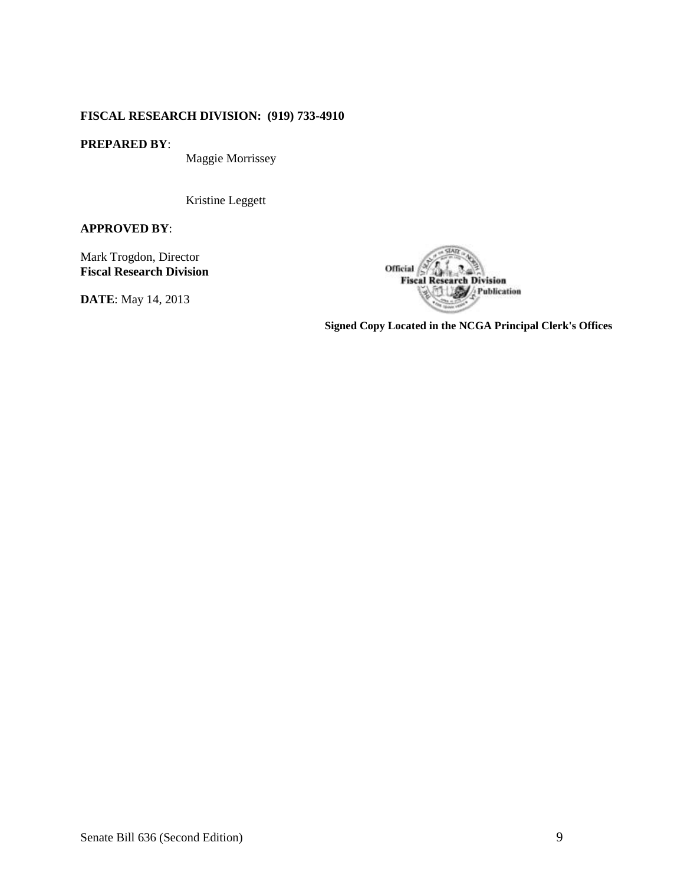**FISCAL RESEARCH DIVISION: (919) 733-4910**

**PREPARED BY**:

Maggie Morrissey

Kristine Leggett

**APPROVED BY**:

Mark Trogdon, Director
**Fiscal Research Division**

**DATE**: May 14, 2013

Official Fiscal Research Division Publication

**Signed Copy Located in the NCGA Principal Clerk's Offices**